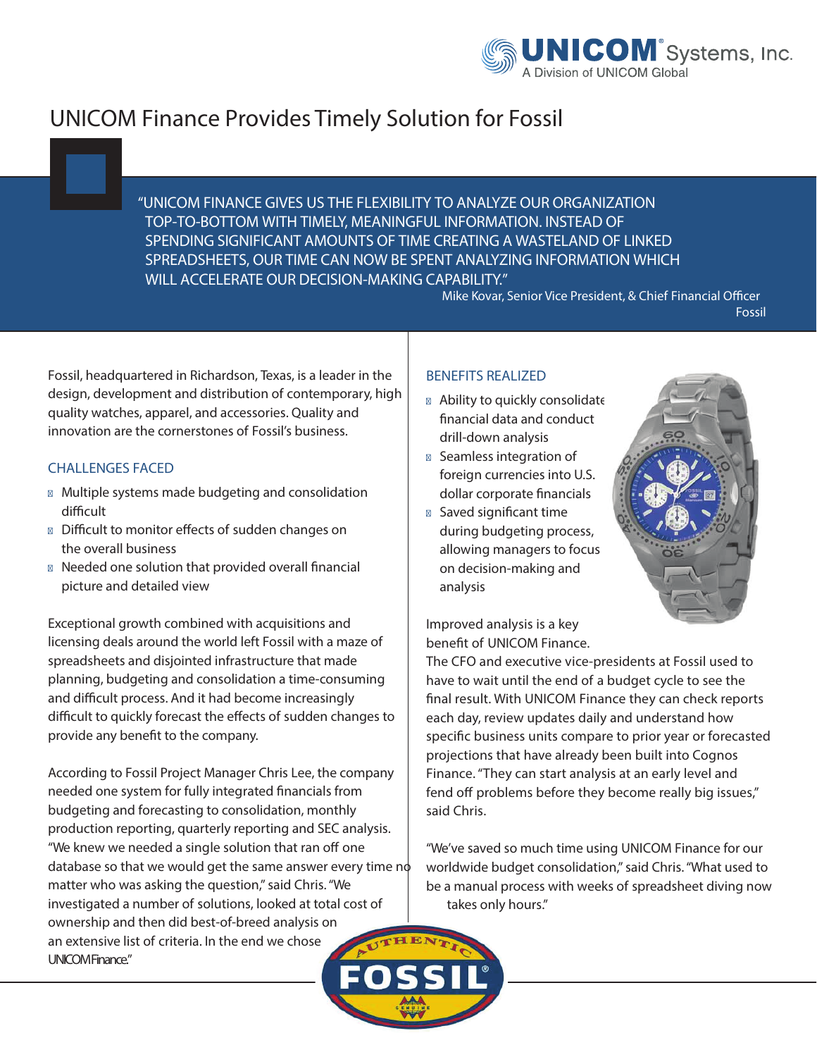# UNICOM Finance Provides Timely Solution for Fossil

"UNICOM FINANCE GIVES US THE FLEXIBILITY TO ANALYZE OUR ORGANIZATION TOP-TO-BOTTOM WITH TIMELY, MEANINGFUL INFORMATION. INSTEAD OF SPENDING SIGNIFICANT AMOUNTS OF TIME CREATING A WASTELAND OF LINKED SPREADSHEETS, OUR TIME CAN NOW BE SPENT ANALYZING INFORMATION WHICH WILL ACCELERATE OUR DECISION-MAKING CAPABILITY."

Mike Kovar, Senior Vice President, & Chief Financial Officer
Fossil

Fossil, headquartered in Richardson, Texas, is a leader in the design, development and distribution of contemporary, high quality watches, apparel, and accessories. Quality and innovation are the cornerstones of Fossil's business.

## CHALLENGES FACED

- Multiple systems made budgeting and consolidation difficult
- Difficult to monitor effects of sudden changes on the overall business
- Needed one solution that provided overall financial picture and detailed view

Exceptional growth combined with acquisitions and licensing deals around the world left Fossil with a maze of spreadsheets and disjointed infrastructure that made planning, budgeting and consolidation a time-consuming and difficult process. And it had become increasingly difficult to quickly forecast the effects of sudden changes to provide any benefit to the company.

According to Fossil Project Manager Chris Lee, the company needed one system for fully integrated financials from budgeting and forecasting to consolidation, monthly production reporting, quarterly reporting and SEC analysis. "We knew we needed a single solution that ran off one database so that we would get the same answer every time no matter who was asking the question," said Chris. "We investigated a number of solutions, looked at total cost of ownership and then did best-of-breed analysis on an extensive list of criteria. In the end we chose UNICOM Finance."

## BENEFITS REALIZED

- Ability to quickly consolidate financial data and conduct drill-down analysis
- Seamless integration of foreign currencies into U.S. dollar corporate financials
- Saved significant time during budgeting process, allowing managers to focus on decision-making and analysis

Improved analysis is a key benefit of UNICOM Finance. The CFO and executive vice-presidents at Fossil used to have to wait until the end of a budget cycle to see the final result. With UNICOM Finance they can check reports each day, review updates daily and understand how specific business units compare to prior year or forecasted projections that have already been built into Cognos Finance. "They can start analysis at an early level and fend off problems before they become really big issues," said Chris.

"We've saved so much time using UNICOM Finance for our worldwide budget consolidation," said Chris. "What used to be a manual process with weeks of spreadsheet diving now takes only hours."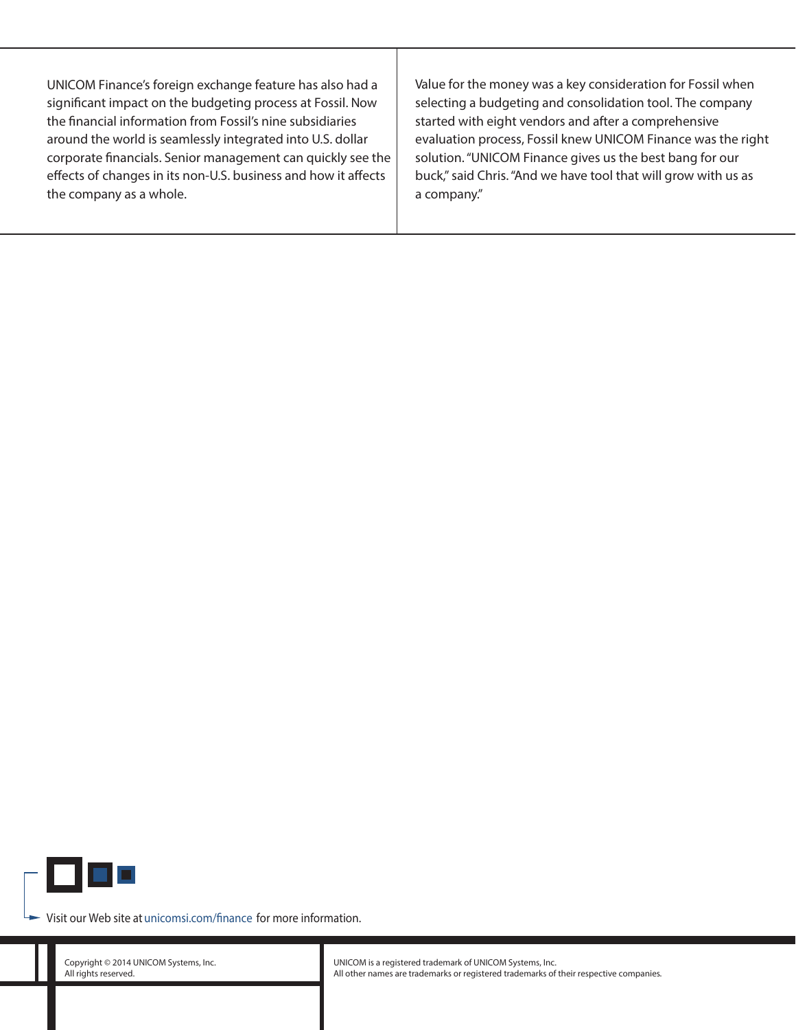UNICOM Finance's foreign exchange feature has also had a significant impact on the budgeting process at Fossil. Now the financial information from Fossil's nine subsidiaries around the world is seamlessly integrated into U.S. dollar corporate financials. Senior management can quickly see the effects of changes in its non-U.S. business and how it affects the company as a whole.

Value for the money was a key consideration for Fossil when selecting a budgeting and consolidation tool. The company started with eight vendors and after a comprehensive evaluation process, Fossil knew UNICOM Finance was the right solution. "UNICOM Finance gives us the best bang for our buck," said Chris. "And we have tool that will grow with us as a company."

Visit our Web site at unicomsi.com/finance for more information.

Copyright © 2014 UNICOM Systems, Inc.
All rights reserved.

UNICOM is a registered trademark of UNICOM Systems, Inc.
All other names are trademarks or registered trademarks of their respective companies.